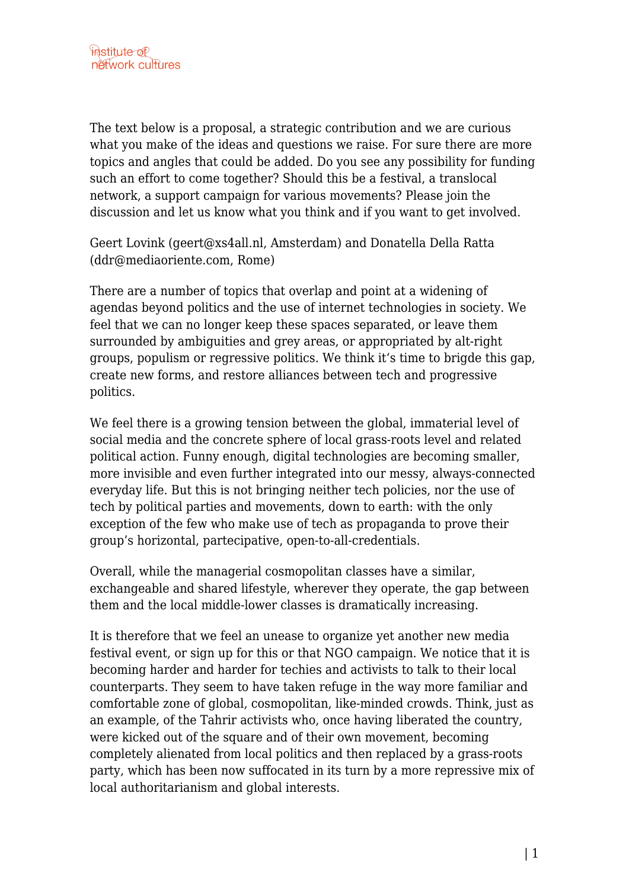The text below is a proposal, a strategic contribution and we are curious what you make of the ideas and questions we raise. For sure there are more topics and angles that could be added. Do you see any possibility for funding such an effort to come together? Should this be a festival, a translocal network, a support campaign for various movements? Please join the discussion and let us know what you think and if you want to get involved.

Geert Lovink (geert@xs4all.nl, Amsterdam) and Donatella Della Ratta (ddr@mediaoriente.com, Rome)

There are a number of topics that overlap and point at a widening of agendas beyond politics and the use of internet technologies in society. We feel that we can no longer keep these spaces separated, or leave them surrounded by ambiguities and grey areas, or appropriated by alt-right groups, populism or regressive politics. We think it's time to brigde this gap, create new forms, and restore alliances between tech and progressive politics.

We feel there is a growing tension between the global, immaterial level of social media and the concrete sphere of local grass-roots level and related political action. Funny enough, digital technologies are becoming smaller, more invisible and even further integrated into our messy, always-connected everyday life. But this is not bringing neither tech policies, nor the use of tech by political parties and movements, down to earth: with the only exception of the few who make use of tech as propaganda to prove their group's horizontal, partecipative, open-to-all-credentials.

Overall, while the managerial cosmopolitan classes have a similar, exchangeable and shared lifestyle, wherever they operate, the gap between them and the local middle-lower classes is dramatically increasing.

It is therefore that we feel an unease to organize yet another new media festival event, or sign up for this or that NGO campaign. We notice that it is becoming harder and harder for techies and activists to talk to their local counterparts. They seem to have taken refuge in the way more familiar and comfortable zone of global, cosmopolitan, like-minded crowds. Think, just as an example, of the Tahrir activists who, once having liberated the country, were kicked out of the square and of their own movement, becoming completely alienated from local politics and then replaced by a grass-roots party, which has been now suffocated in its turn by a more repressive mix of local authoritarianism and global interests.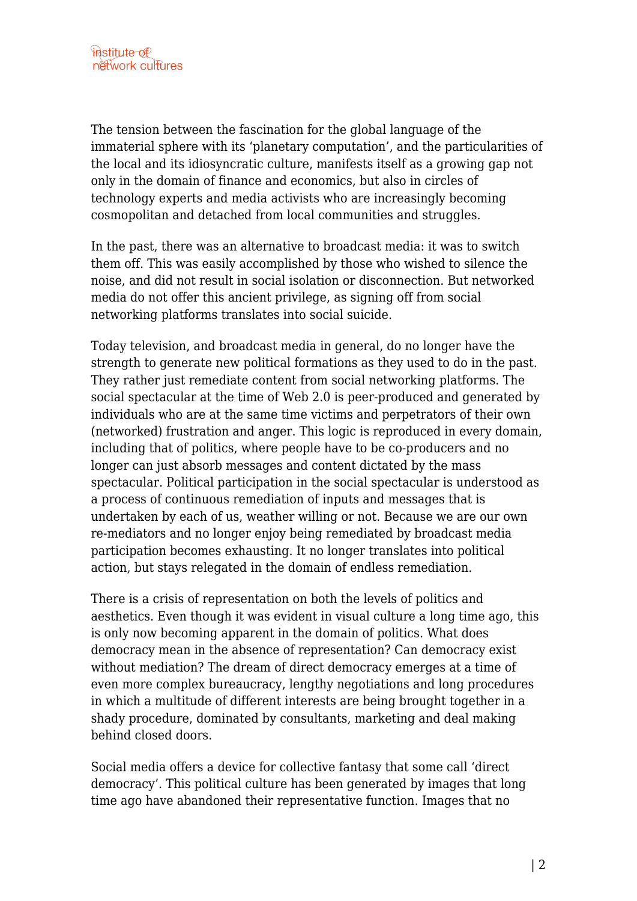The tension between the fascination for the global language of the immaterial sphere with its 'planetary computation', and the particularities of the local and its idiosyncratic culture, manifests itself as a growing gap not only in the domain of finance and economics, but also in circles of technology experts and media activists who are increasingly becoming cosmopolitan and detached from local communities and struggles.

In the past, there was an alternative to broadcast media: it was to switch them off. This was easily accomplished by those who wished to silence the noise, and did not result in social isolation or disconnection. But networked media do not offer this ancient privilege, as signing off from social networking platforms translates into social suicide.

Today television, and broadcast media in general, do no longer have the strength to generate new political formations as they used to do in the past. They rather just remediate content from social networking platforms. The social spectacular at the time of Web 2.0 is peer-produced and generated by individuals who are at the same time victims and perpetrators of their own (networked) frustration and anger. This logic is reproduced in every domain, including that of politics, where people have to be co-producers and no longer can just absorb messages and content dictated by the mass spectacular. Political participation in the social spectacular is understood as a process of continuous remediation of inputs and messages that is undertaken by each of us, weather willing or not. Because we are our own re-mediators and no longer enjoy being remediated by broadcast media participation becomes exhausting. It no longer translates into political action, but stays relegated in the domain of endless remediation.

There is a crisis of representation on both the levels of politics and aesthetics. Even though it was evident in visual culture a long time ago, this is only now becoming apparent in the domain of politics. What does democracy mean in the absence of representation? Can democracy exist without mediation? The dream of direct democracy emerges at a time of even more complex bureaucracy, lengthy negotiations and long procedures in which a multitude of different interests are being brought together in a shady procedure, dominated by consultants, marketing and deal making behind closed doors.

Social media offers a device for collective fantasy that some call 'direct democracy'. This political culture has been generated by images that long time ago have abandoned their representative function. Images that no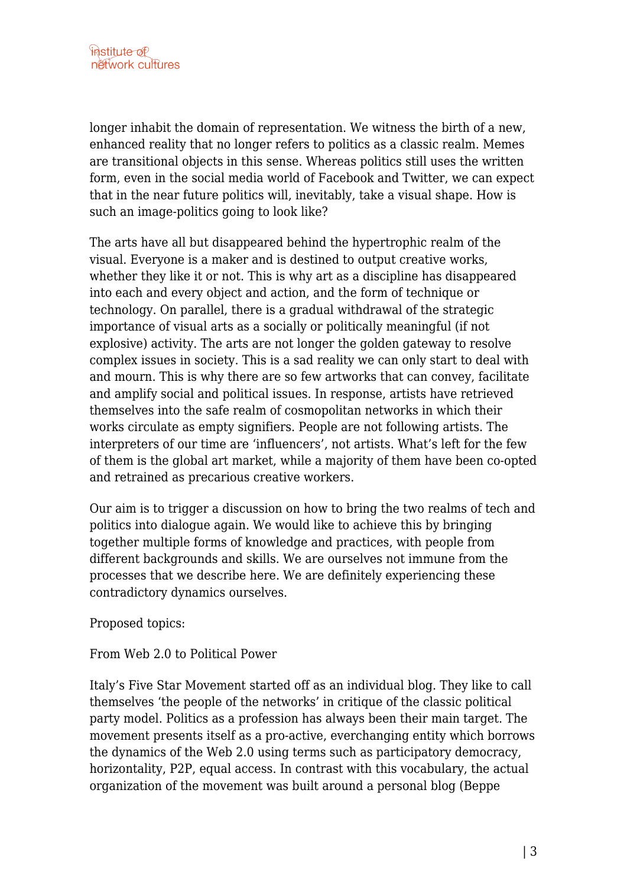longer inhabit the domain of representation. We witness the birth of a new, enhanced reality that no longer refers to politics as a classic realm. Memes are transitional objects in this sense. Whereas politics still uses the written form, even in the social media world of Facebook and Twitter, we can expect that in the near future politics will, inevitably, take a visual shape. How is such an image-politics going to look like?

The arts have all but disappeared behind the hypertrophic realm of the visual. Everyone is a maker and is destined to output creative works, whether they like it or not. This is why art as a discipline has disappeared into each and every object and action, and the form of technique or technology. On parallel, there is a gradual withdrawal of the strategic importance of visual arts as a socially or politically meaningful (if not explosive) activity. The arts are not longer the golden gateway to resolve complex issues in society. This is a sad reality we can only start to deal with and mourn. This is why there are so few artworks that can convey, facilitate and amplify social and political issues. In response, artists have retrieved themselves into the safe realm of cosmopolitan networks in which their works circulate as empty signifiers. People are not following artists. The interpreters of our time are 'influencers', not artists. What's left for the few of them is the global art market, while a majority of them have been co-opted and retrained as precarious creative workers.

Our aim is to trigger a discussion on how to bring the two realms of tech and politics into dialogue again. We would like to achieve this by bringing together multiple forms of knowledge and practices, with people from different backgrounds and skills. We are ourselves not immune from the processes that we describe here. We are definitely experiencing these contradictory dynamics ourselves.

Proposed topics:

From Web 2.0 to Political Power

Italy's Five Star Movement started off as an individual blog. They like to call themselves 'the people of the networks' in critique of the classic political party model. Politics as a profession has always been their main target. The movement presents itself as a pro-active, everchanging entity which borrows the dynamics of the Web 2.0 using terms such as participatory democracy, horizontality, P2P, equal access. In contrast with this vocabulary, the actual organization of the movement was built around a personal blog (Beppe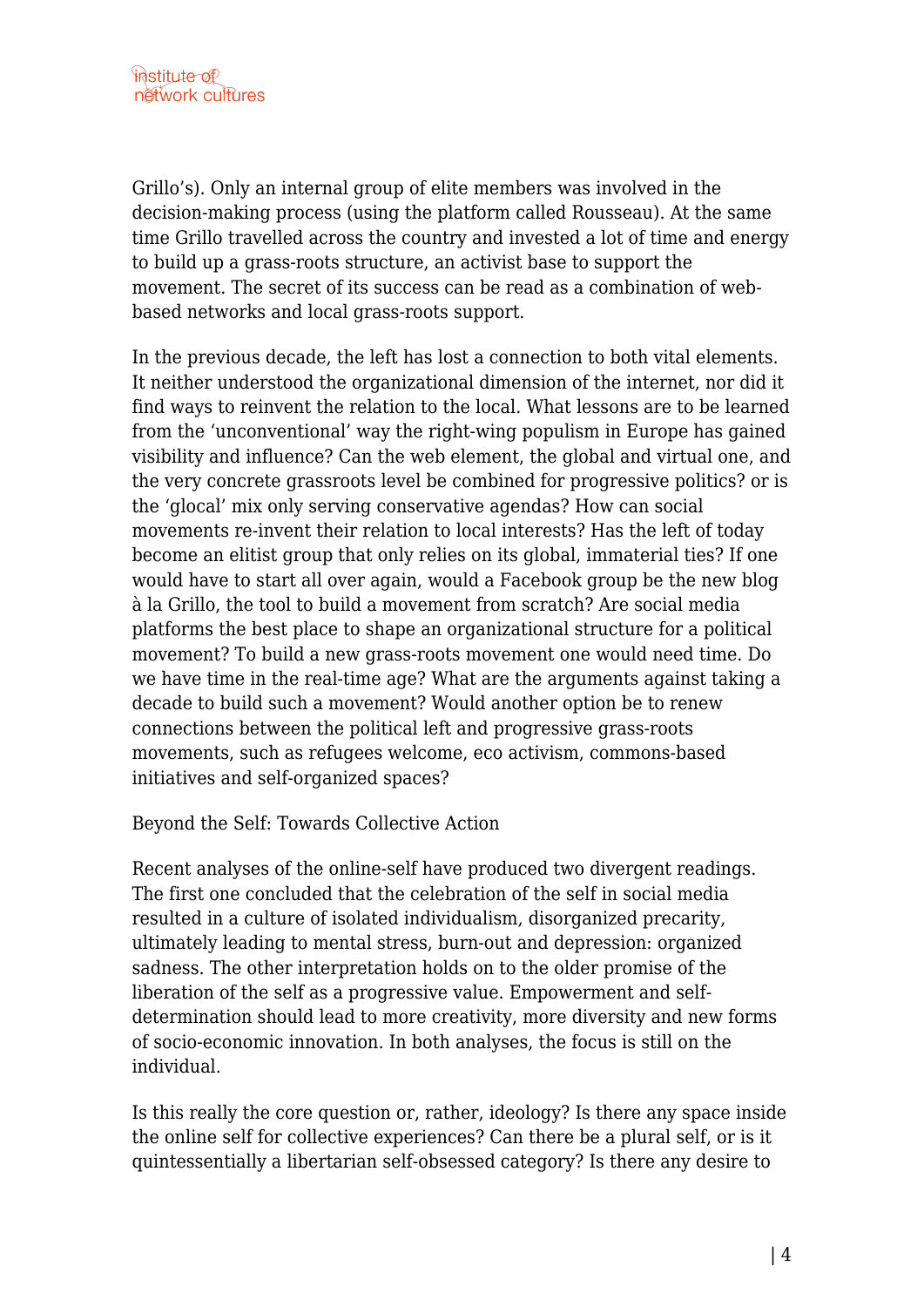Grillo's). Only an internal group of elite members was involved in the decision-making process (using the platform called Rousseau). At the same time Grillo travelled across the country and invested a lot of time and energy to build up a grass-roots structure, an activist base to support the movement. The secret of its success can be read as a combination of web-based networks and local grass-roots support.

In the previous decade, the left has lost a connection to both vital elements. It neither understood the organizational dimension of the internet, nor did it find ways to reinvent the relation to the local. What lessons are to be learned from the 'unconventional' way the right-wing populism in Europe has gained visibility and influence? Can the web element, the global and virtual one, and the very concrete grassroots level be combined for progressive politics? or is the 'glocal' mix only serving conservative agendas? How can social movements re-invent their relation to local interests? Has the left of today become an elitist group that only relies on its global, immaterial ties? If one would have to start all over again, would a Facebook group be the new blog à la Grillo, the tool to build a movement from scratch? Are social media platforms the best place to shape an organizational structure for a political movement? To build a new grass-roots movement one would need time. Do we have time in the real-time age? What are the arguments against taking a decade to build such a movement? Would another option be to renew connections between the political left and progressive grass-roots movements, such as refugees welcome, eco activism, commons-based initiatives and self-organized spaces?

## Beyond the Self: Towards Collective Action

Recent analyses of the online-self have produced two divergent readings. The first one concluded that the celebration of the self in social media resulted in a culture of isolated individualism, disorganized precarity, ultimately leading to mental stress, burn-out and depression: organized sadness. The other interpretation holds on to the older promise of the liberation of the self as a progressive value. Empowerment and self-determination should lead to more creativity, more diversity and new forms of socio-economic innovation. In both analyses, the focus is still on the individual.

Is this really the core question or, rather, ideology? Is there any space inside the online self for collective experiences? Can there be a plural self, or is it quintessentially a libertarian self-obsessed category? Is there any desire to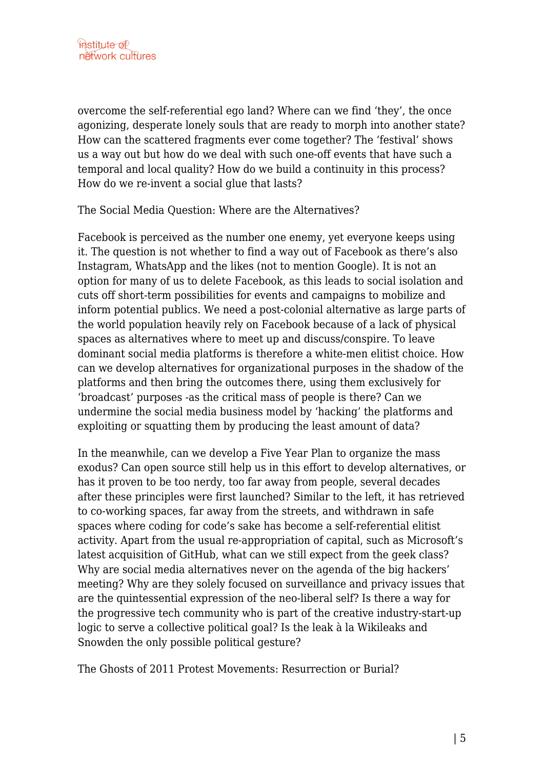overcome the self-referential ego land? Where can we find 'they', the once agonizing, desperate lonely souls that are ready to morph into another state? How can the scattered fragments ever come together? The 'festival' shows us a way out but how do we deal with such one-off events that have such a temporal and local quality? How do we build a continuity in this process? How do we re-invent a social glue that lasts?

## The Social Media Question: Where are the Alternatives?

Facebook is perceived as the number one enemy, yet everyone keeps using it. The question is not whether to find a way out of Facebook as there's also Instagram, WhatsApp and the likes (not to mention Google). It is not an option for many of us to delete Facebook, as this leads to social isolation and cuts off short-term possibilities for events and campaigns to mobilize and inform potential publics. We need a post-colonial alternative as large parts of the world population heavily rely on Facebook because of a lack of physical spaces as alternatives where to meet up and discuss/conspire. To leave dominant social media platforms is therefore a white-men elitist choice. How can we develop alternatives for organizational purposes in the shadow of the platforms and then bring the outcomes there, using them exclusively for 'broadcast' purposes -as the critical mass of people is there? Can we undermine the social media business model by 'hacking' the platforms and exploiting or squatting them by producing the least amount of data?

In the meanwhile, can we develop a Five Year Plan to organize the mass exodus? Can open source still help us in this effort to develop alternatives, or has it proven to be too nerdy, too far away from people, several decades after these principles were first launched? Similar to the left, it has retrieved to co-working spaces, far away from the streets, and withdrawn in safe spaces where coding for code's sake has become a self-referential elitist activity. Apart from the usual re-appropriation of capital, such as Microsoft's latest acquisition of GitHub, what can we still expect from the geek class? Why are social media alternatives never on the agenda of the big hackers' meeting? Why are they solely focused on surveillance and privacy issues that are the quintessential expression of the neo-liberal self? Is there a way for the progressive tech community who is part of the creative industry-start-up logic to serve a collective political goal? Is the leak à la Wikileaks and Snowden the only possible political gesture?

## The Ghosts of 2011 Protest Movements: Resurrection or Burial?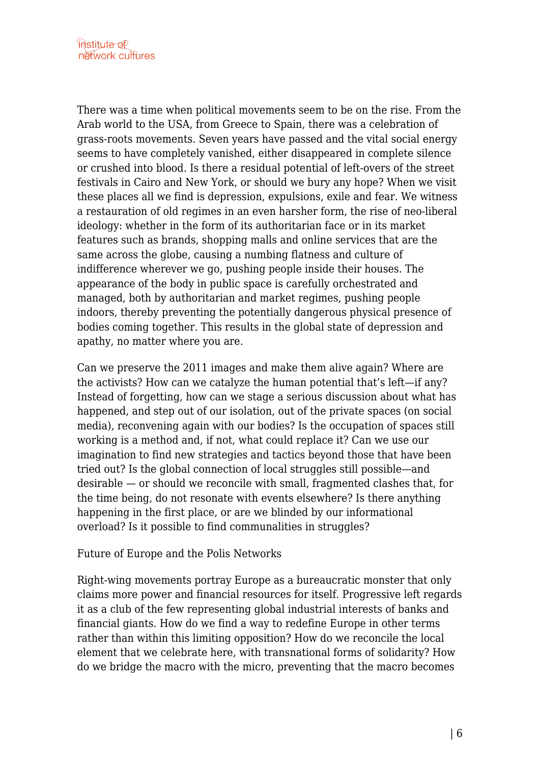There was a time when political movements seem to be on the rise. From the Arab world to the USA, from Greece to Spain, there was a celebration of grass-roots movements. Seven years have passed and the vital social energy seems to have completely vanished, either disappeared in complete silence or crushed into blood. Is there a residual potential of left-overs of the street festivals in Cairo and New York, or should we bury any hope? When we visit these places all we find is depression, expulsions, exile and fear. We witness a restauration of old regimes in an even harsher form, the rise of neo-liberal ideology: whether in the form of its authoritarian face or in its market features such as brands, shopping malls and online services that are the same across the globe, causing a numbing flatness and culture of indifference wherever we go, pushing people inside their houses. The appearance of the body in public space is carefully orchestrated and managed, both by authoritarian and market regimes, pushing people indoors, thereby preventing the potentially dangerous physical presence of bodies coming together. This results in the global state of depression and apathy, no matter where you are.

Can we preserve the 2011 images and make them alive again? Where are the activists? How can we catalyze the human potential that's left—if any? Instead of forgetting, how can we stage a serious discussion about what has happened, and step out of our isolation, out of the private spaces (on social media), reconvening again with our bodies? Is the occupation of spaces still working is a method and, if not, what could replace it? Can we use our imagination to find new strategies and tactics beyond those that have been tried out? Is the global connection of local struggles still possible—and desirable — or should we reconcile with small, fragmented clashes that, for the time being, do not resonate with events elsewhere? Is there anything happening in the first place, or are we blinded by our informational overload? Is it possible to find communalities in struggles?

Future of Europe and the Polis Networks

Right-wing movements portray Europe as a bureaucratic monster that only claims more power and financial resources for itself. Progressive left regards it as a club of the few representing global industrial interests of banks and financial giants. How do we find a way to redefine Europe in other terms rather than within this limiting opposition? How do we reconcile the local element that we celebrate here, with transnational forms of solidarity? How do we bridge the macro with the micro, preventing that the macro becomes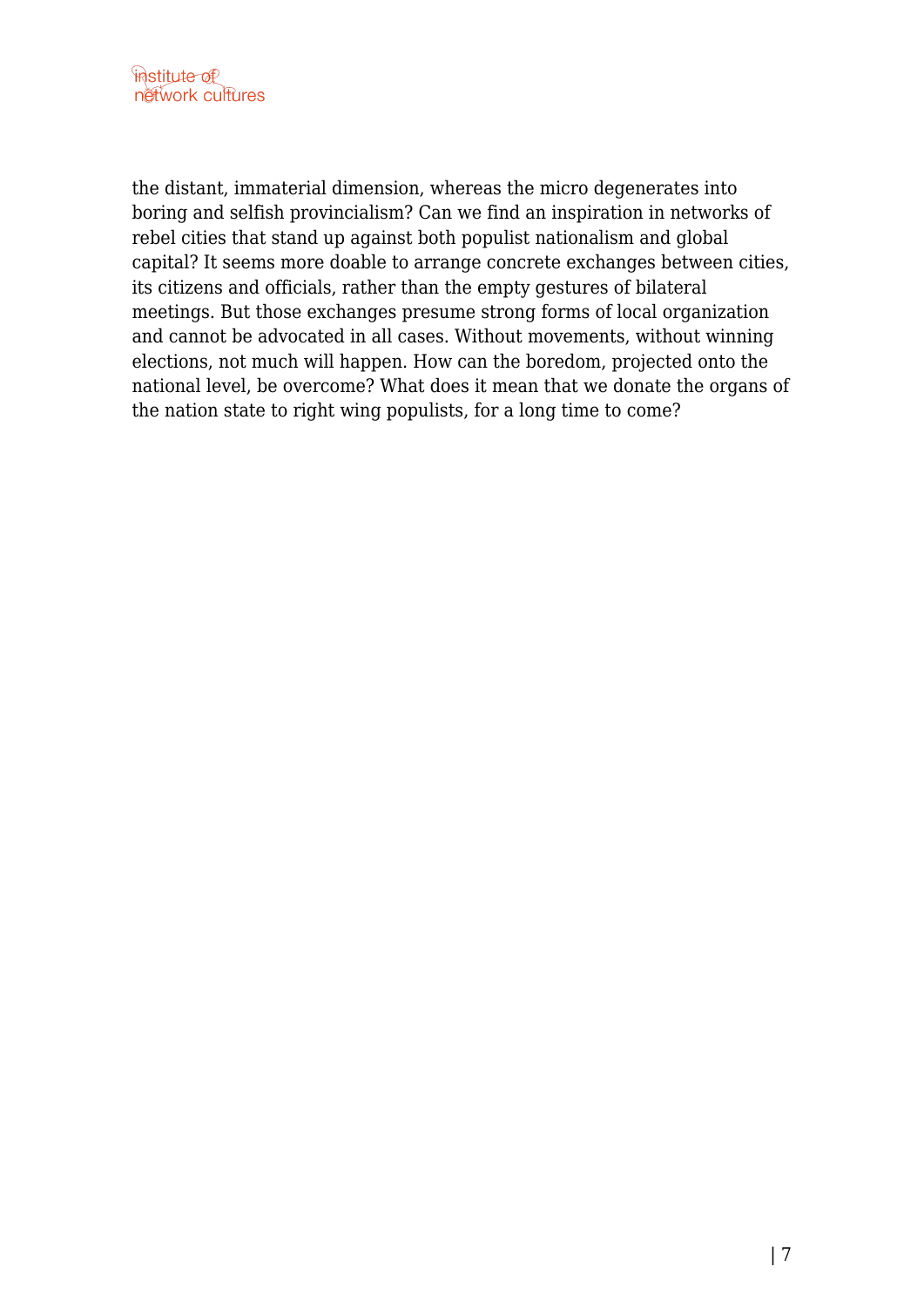the distant, immaterial dimension, whereas the micro degenerates into boring and selfish provincialism? Can we find an inspiration in networks of rebel cities that stand up against both populist nationalism and global capital? It seems more doable to arrange concrete exchanges between cities, its citizens and officials, rather than the empty gestures of bilateral meetings. But those exchanges presume strong forms of local organization and cannot be advocated in all cases. Without movements, without winning elections, not much will happen. How can the boredom, projected onto the national level, be overcome? What does it mean that we donate the organs of the nation state to right wing populists, for a long time to come?